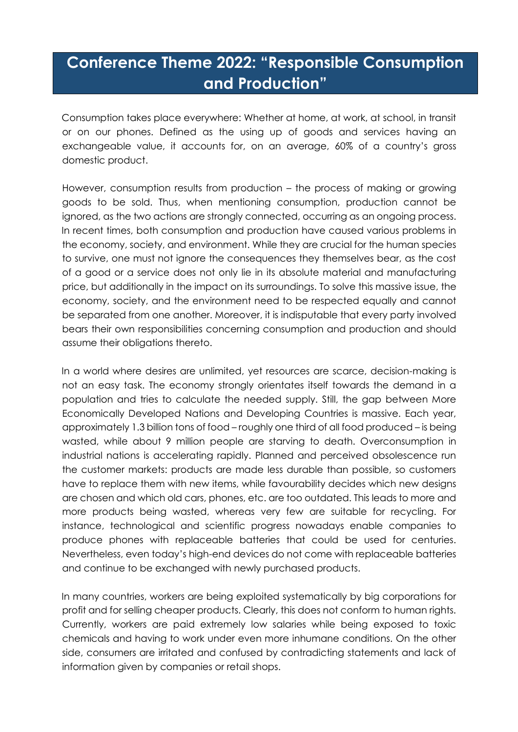# Conference Theme 2022: "Responsible Consumption and Production"

Consumption takes place everywhere: Whether at home, at work, at school, in transit or on our phones. Defined as the using up of goods and services having an exchangeable value, it accounts for, on an average, 60% of a country's gross domestic product.

However, consumption results from production – the process of making or growing goods to be sold. Thus, when mentioning consumption, production cannot be ignored, as the two actions are strongly connected, occurring as an ongoing process. In recent times, both consumption and production have caused various problems in the economy, society, and environment. While they are crucial for the human species to survive, one must not ignore the consequences they themselves bear, as the cost of a good or a service does not only lie in its absolute material and manufacturing price, but additionally in the impact on its surroundings. To solve this massive issue, the economy, society, and the environment need to be respected equally and cannot be separated from one another. Moreover, it is indisputable that every party involved bears their own responsibilities concerning consumption and production and should assume their obligations thereto.

In a world where desires are unlimited, yet resources are scarce, decision-making is not an easy task. The economy strongly orientates itself towards the demand in a population and tries to calculate the needed supply. Still, the gap between More Economically Developed Nations and Developing Countries is massive. Each year, approximately 1.3 billion tons of food – roughly one third of all food produced – is being wasted, while about 9 million people are starving to death. Overconsumption in industrial nations is accelerating rapidly. Planned and perceived obsolescence run the customer markets: products are made less durable than possible, so customers have to replace them with new items, while favourability decides which new designs are chosen and which old cars, phones, etc. are too outdated. This leads to more and more products being wasted, whereas very few are suitable for recycling. For instance, technological and scientific progress nowadays enable companies to produce phones with replaceable batteries that could be used for centuries. Nevertheless, even today's high-end devices do not come with replaceable batteries and continue to be exchanged with newly purchased products.

In many countries, workers are being exploited systematically by big corporations for profit and for selling cheaper products. Clearly, this does not conform to human rights. Currently, workers are paid extremely low salaries while being exposed to toxic chemicals and having to work under even more inhumane conditions. On the other side, consumers are irritated and confused by contradicting statements and lack of information given by companies or retail shops.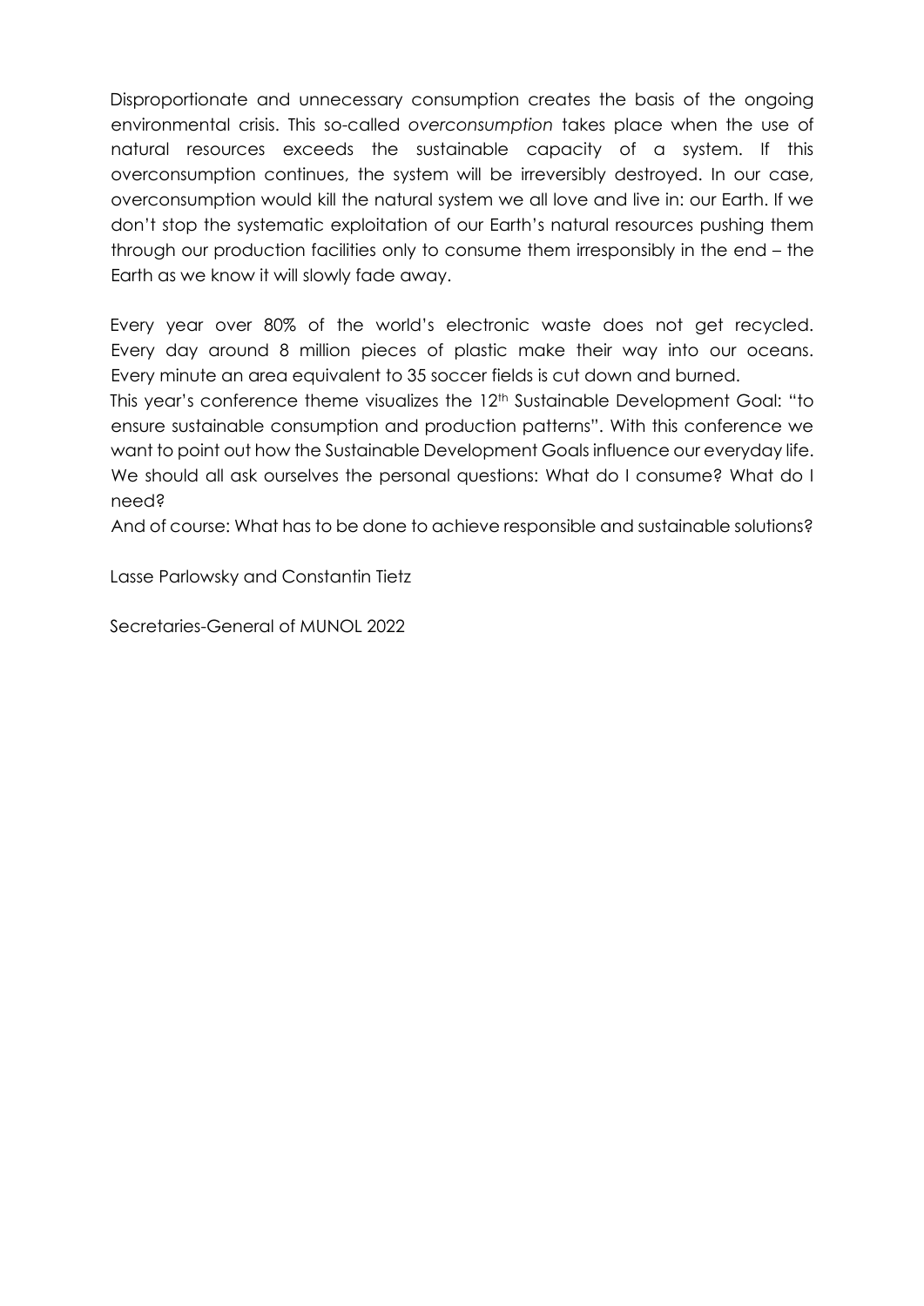Disproportionate and unnecessary consumption creates the basis of the ongoing environmental crisis. This so-called *overconsumption* takes place when the use of natural resources exceeds the sustainable capacity of a system. If this overconsumption continues, the system will be irreversibly destroyed. In our case, overconsumption would kill the natural system we all love and live in: our Earth. If we don't stop the systematic exploitation of our Earth's natural resources pushing them through our production facilities only to consume them irresponsibly in the end – the Earth as we know it will slowly fade away.

Every year over 80% of the world's electronic waste does not get recycled. Every day around 8 million pieces of plastic make their way into our oceans. Every minute an area equivalent to 35 soccer fields is cut down and burned.

This year's conference theme visualizes the 12th Sustainable Development Goal: "to ensure sustainable consumption and production patterns". With this conference we want to point out how the Sustainable Development Goals influence our everyday life. We should all ask ourselves the personal questions: What do I consume? What do I need?

And of course: What has to be done to achieve responsible and sustainable solutions?

Lasse Parlowsky and Constantin Tietz

Secretaries-General of MUNOL 2022